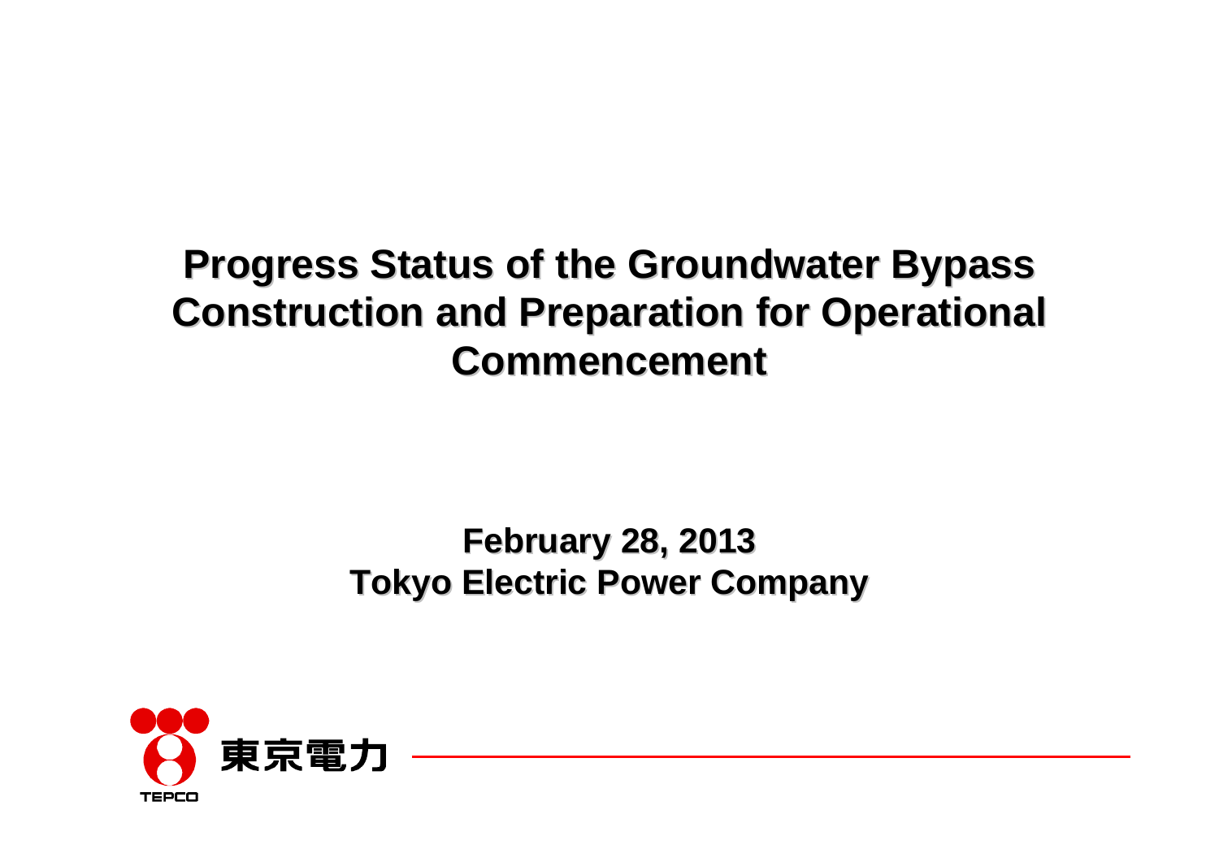# Progress Status of the Groundwater Bypass Construction and Preparation for Operational Commencement

**February 28, 2013**
**Tokyo Electric Power Company**

東京電力

TEPCO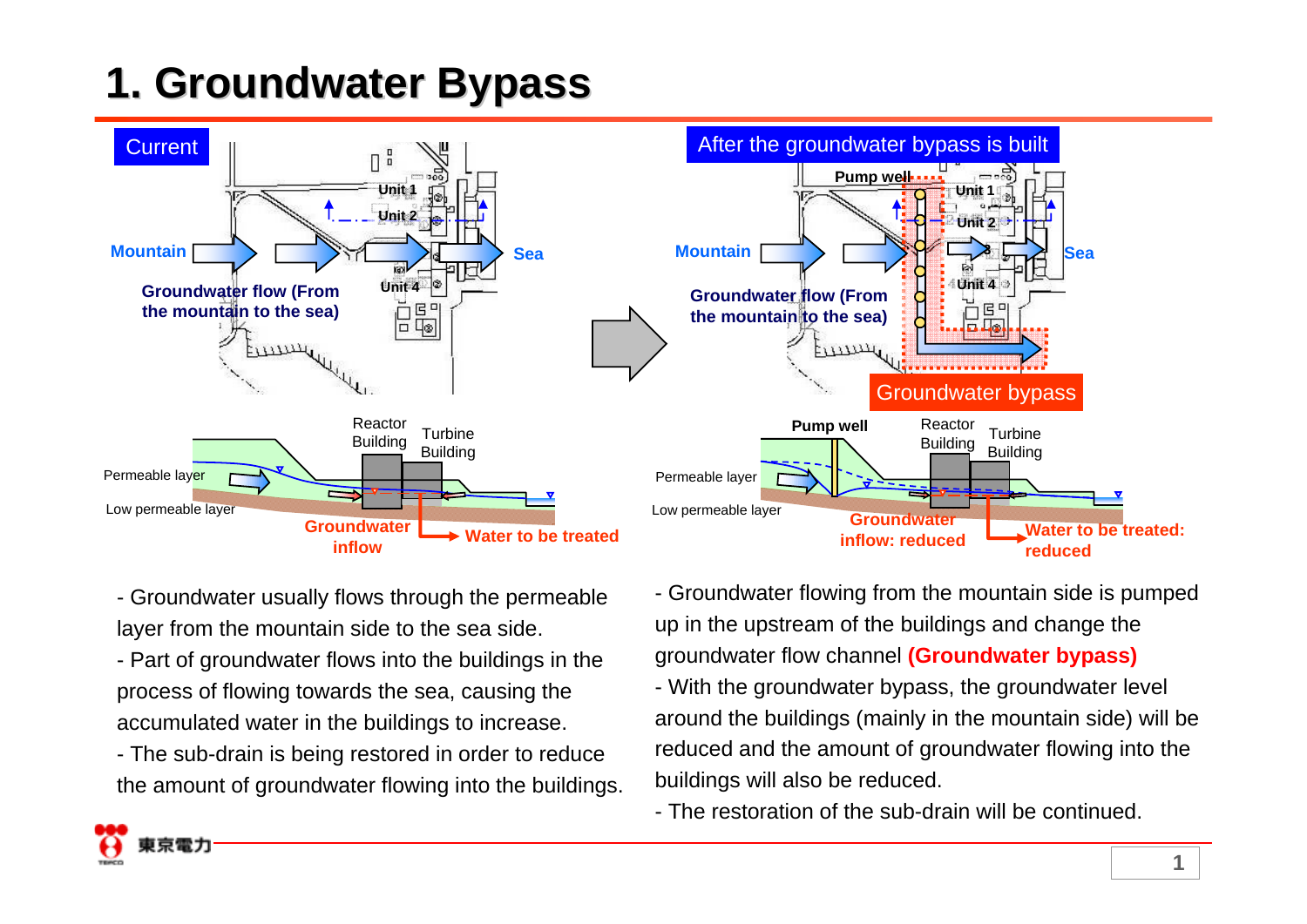# 1. Groundwater Bypass

**Current**

Mountain — Sea

Unit 1, Unit 2, Unit 4

**Groundwater flow (From the mountain to the sea)**

Reactor Building, Turbine Building

Permeable layer

Low permeable layer

**Groundwater inflow**

**Water to be treated**

**After the groundwater bypass is built**

**Pump well**

Mountain — Sea

Unit 1, Unit 2, Unit 4

**Groundwater flow (From the mountain to the sea)**

Groundwater bypass

**Pump well**

Reactor Building, Turbine Building

Permeable layer

Low permeable layer

**Groundwater inflow: reduced**

**Water to be treated: reduced**

- Groundwater usually flows through the permeable layer from the mountain side to the sea side.
- Part of groundwater flows into the buildings in the process of flowing towards the sea, causing the accumulated water in the buildings to increase.
- The sub-drain is being restored in order to reduce the amount of groundwater flowing into the buildings.

- Groundwater flowing from the mountain side is pumped up in the upstream of the buildings and change the groundwater flow channel **(Groundwater bypass)**
- With the groundwater bypass, the groundwater level around the buildings (mainly in the mountain side) will be reduced and the amount of groundwater flowing into the buildings will also be reduced.
- The restoration of the sub-drain will be continued.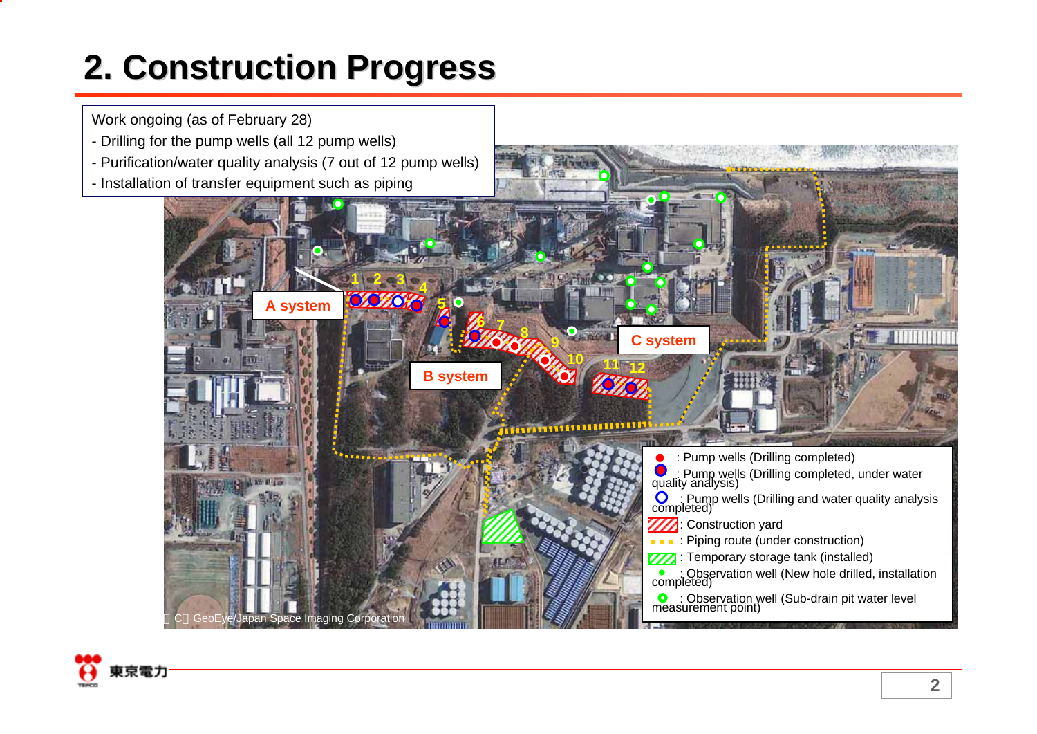# 2. Construction Progress

Work ongoing (as of February 28)

- Drilling for the pump wells (all 12 pump wells)
- Purification/water quality analysis (7 out of 12 pump wells)
- Installation of transfer equipment such as piping

A system

B system

C system

1 2 3 4 5 6 7 8 9 10 11 12

- : Pump wells (Drilling completed)
- : Pump wells (Drilling completed, under water quality analysis)
- : Pump wells (Drilling and water quality analysis completed)
- : Construction yard
- : Piping route (under construction)
- : Temporary storage tank (installed)
- : Observation well (New hole drilled, installation completed)
- : Observation well (Sub-drain pit water level measurement point)

(C) GeoEye/Japan Space Imaging Corporation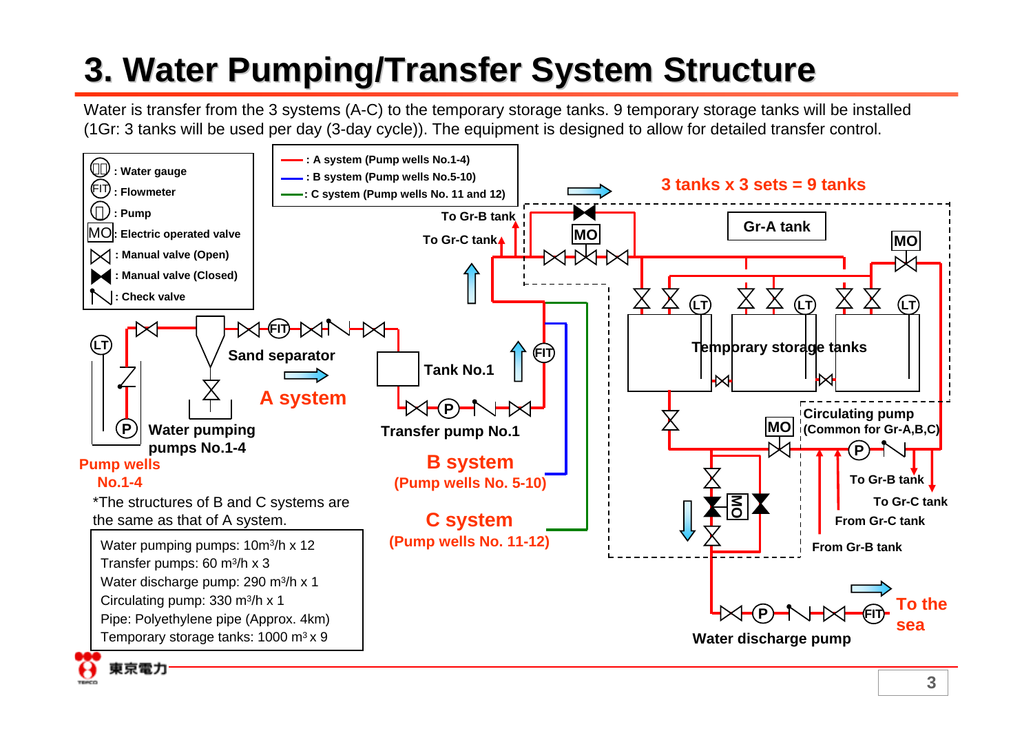# 3. Water Pumping/Transfer System Structure

Water is transfer from the 3 systems (A-C) to the temporary storage tanks. 9 temporary storage tanks will be installed (1Gr: 3 tanks will be used per day (3-day cycle)). The equipment is designed to allow for detailed transfer control.

**Legend:**
- Water gauge
- FIT : Flowmeter
- P : Pump
- MO: Electric operated valve
- Manual valve (Open)
- Manual valve (Closed)
- Check valve

- A system (Pump wells No.1-4)
- B system (Pump wells No.5-10)
- C system (Pump wells No. 11 and 12)

**3 tanks x 3 sets = 9 tanks**

Gr-A tank

Temporary storage tanks

To Gr-B tank

To Gr-C tank

Sand separator

**A system**

Tank No.1

Water pumping pumps No.1-4

Transfer pump No.1

Pump wells No.1-4

**B system** (Pump wells No. 5-10)

**C system** (Pump wells No. 11-12)

Circulating pump (Common for Gr-A,B,C)

To Gr-B tank

To Gr-C tank

From Gr-C tank

From Gr-B tank

To the sea

Water discharge pump

*The structures of B and C systems are the same as that of A system.

Water pumping pumps: $10 m^3/h$ x 12
Transfer pumps: $60 m^3/h$ x 3
Water discharge pump: $290 m^3/h$ x 1
Circulating pump: $330 m^3/h$ x 1
Pipe: Polyethylene pipe (Approx. 4km)
Temporary storage tanks: $1000 m^3$ x 9

東京電力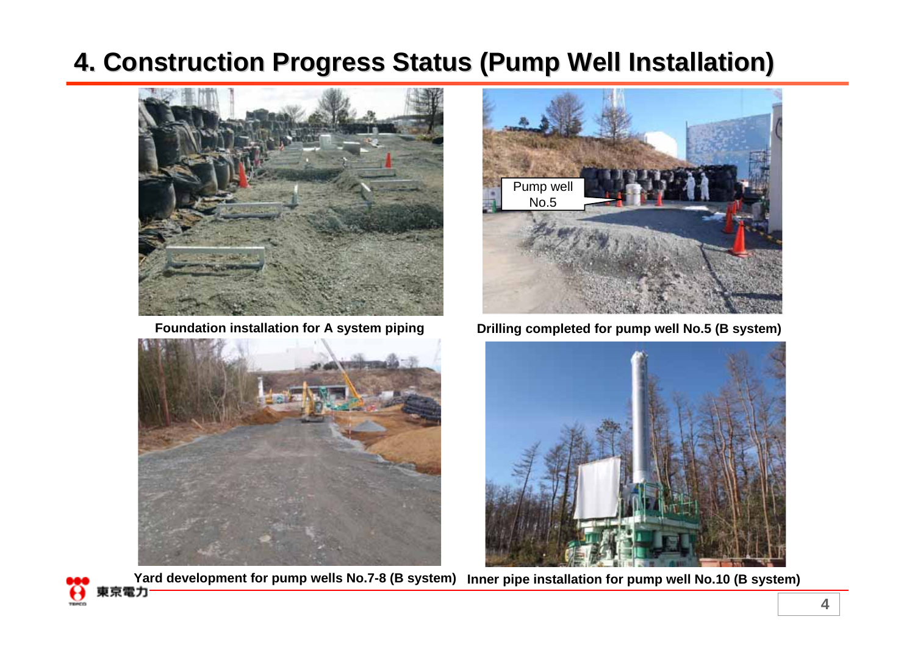# 4. Construction Progress Status (Pump Well Installation)

Foundation installation for A system piping

Pump well No.5

Drilling completed for pump well No.5 (B system)

Yard development for pump wells No.7-8 (B system)

Inner pipe installation for pump well No.10 (B system)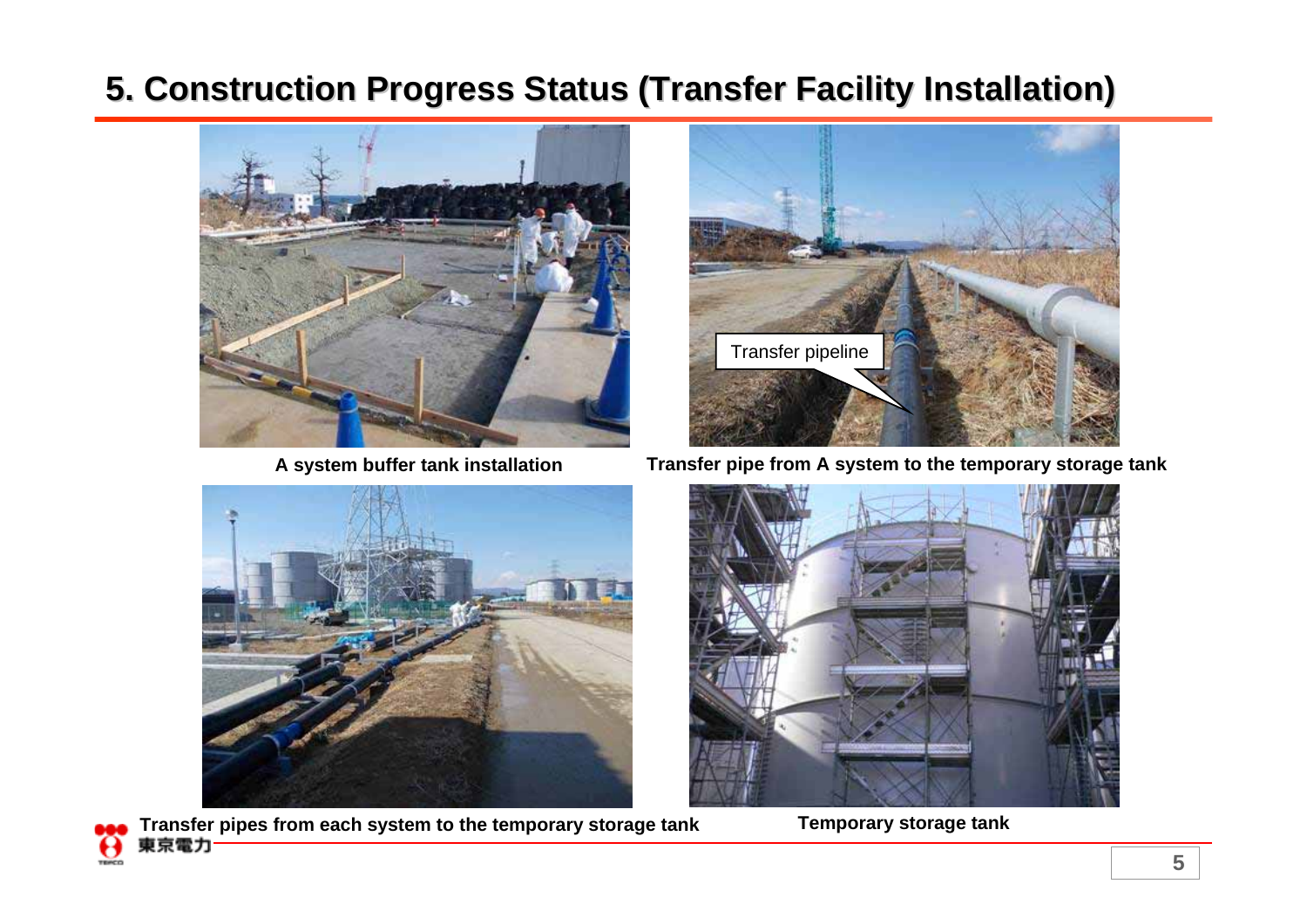# 5. Construction Progress Status (Transfer Facility Installation)

A system buffer tank installation

Transfer pipeline

Transfer pipe from A system to the temporary storage tank

Transfer pipes from each system to the temporary storage tank

Temporary storage tank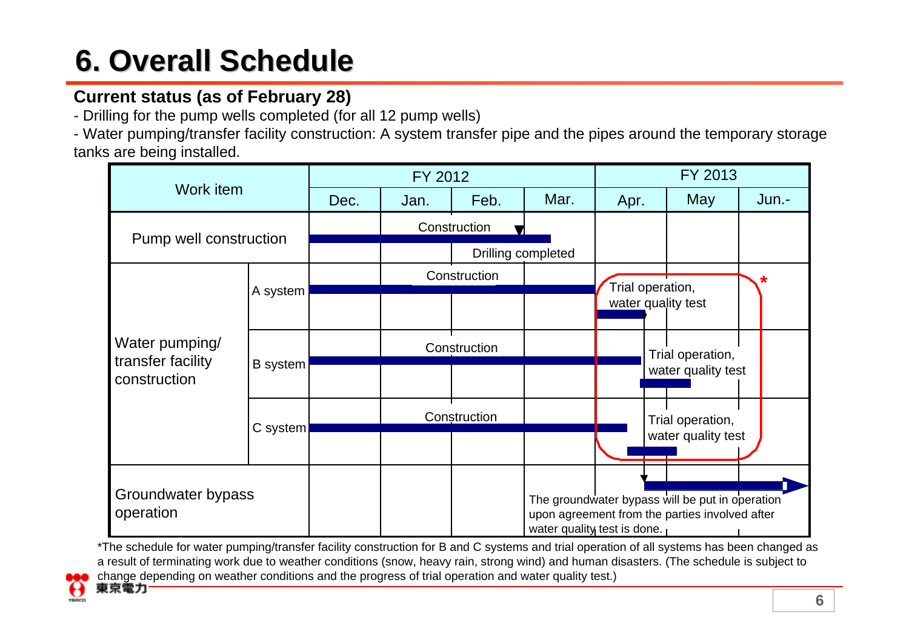# 6. Overall Schedule

**Current status (as of February 28)**

- Drilling for the pump wells completed (for all 12 pump wells)
- Water pumping/transfer facility construction: A system transfer pipe and the pipes around the temporary storage tanks are being installed.

| Work item | | FY 2012 | | | | FY 2013 | | |
|---|---|---|---|---|---|---|---|---|
| | | Dec. | Jan. | Feb. | Mar. | Apr. | May | Jun.- |
| Pump well construction | | Construction (Dec. – Mar.); ▼ Drilling completed (end of Feb.) | | | | | | |
| Water pumping/ transfer facility construction | A system | Construction (Dec. – Mar.) | | | | Trial operation, water quality test (Apr.) * | | |
| | B system | Construction (Dec. – early Apr.) | | | | | Trial operation, water quality test (Apr. – May) * | |
| | C system | Construction (Dec. – early Apr.) | | | | | Trial operation, water quality test (Apr. – May) * | |
| Groundwater bypass operation | | | | | | ▼ The groundwater bypass will be put in operation upon agreement from the parties involved after water quality test is done. (from end of Apr. →) | | |

*The schedule for water pumping/transfer facility construction for B and C systems and trial operation of all systems has been changed as a result of terminating work due to weather conditions (snow, heavy rain, strong wind) and human disasters. (The schedule is subject to change depending on weather conditions and the progress of trial operation and water quality test.)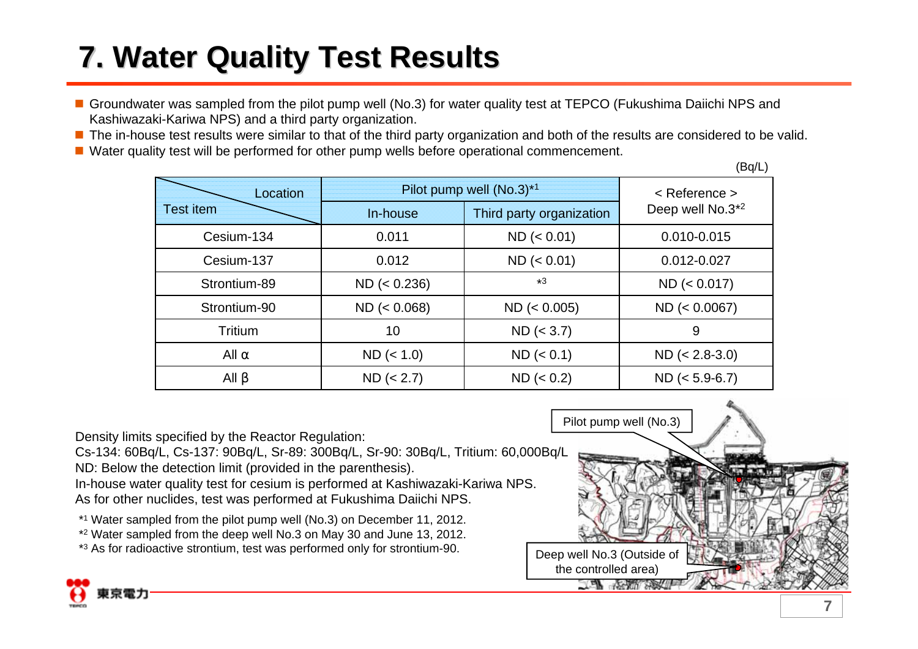# 7. Water Quality Test Results

- Groundwater was sampled from the pilot pump well (No.3) for water quality test at TEPCO (Fukushima Daiichi NPS and Kashiwazaki-Kariwa NPS) and a third party organization.
- The in-house test results were similar to that of the third party organization and both of the results are considered to be valid.
- Water quality test will be performed for other pump wells before operational commencement.

(Bq/L)

| Location / Test item | Pilot pump well (No.3)*1 | | < Reference > Deep well No.3*2 |
|---|---|---|---|
| | In-house | Third party organization | |
| Cesium-134 | 0.011 | ND (< 0.01) | 0.010-0.015 |
| Cesium-137 | 0.012 | ND (< 0.01) | 0.012-0.027 |
| Strontium-89 | ND (< 0.236) | *3 | ND (< 0.017) |
| Strontium-90 | ND (< 0.068) | ND (< 0.005) | ND (< 0.0067) |
| Tritium | 10 | ND (< 3.7) | 9 |
| All α | ND (< 1.0) | ND (< 0.1) | ND (< 2.8-3.0) |
| All β | ND (< 2.7) | ND (< 0.2) | ND (< 5.9-6.7) |

Density limits specified by the Reactor Regulation:
Cs-134: 60Bq/L, Cs-137: 90Bq/L, Sr-89: 300Bq/L, Sr-90: 30Bq/L, Tritium: 60,000Bq/L
ND: Below the detection limit (provided in the parenthesis).
In-house water quality test for cesium is performed at Kashiwazaki-Kariwa NPS.
As for other nuclides, test was performed at Fukushima Daiichi NPS.

*1 Water sampled from the pilot pump well (No.3) on December 11, 2012.
*2 Water sampled from the deep well No.3 on May 30 and June 13, 2012.
*3 As for radioactive strontium, test was performed only for strontium-90.

Pilot pump well (No.3)

Deep well No.3 (Outside of the controlled area)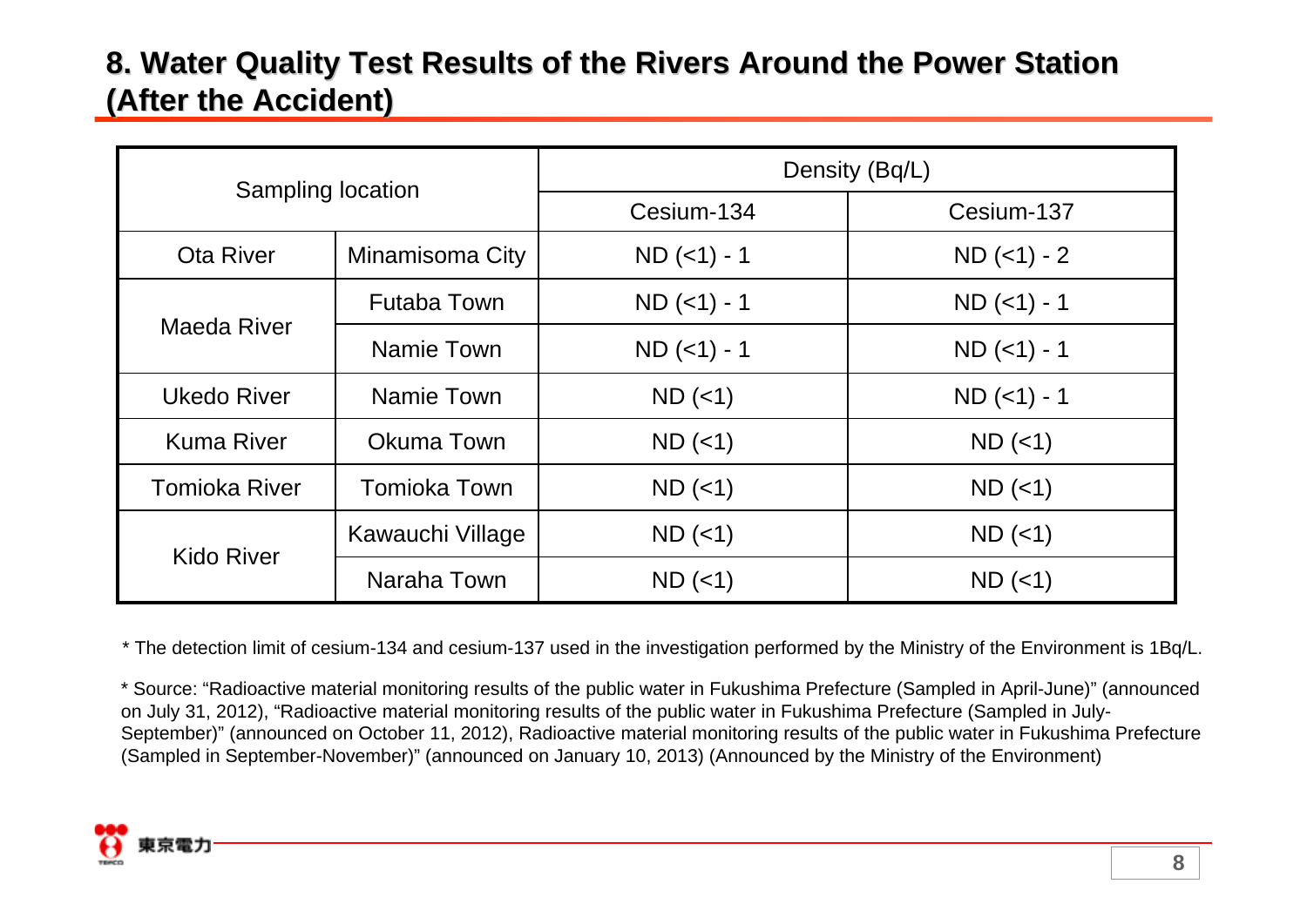# 8. Water Quality Test Results of the Rivers Around the Power Station (After the Accident)

| Sampling location | | Density (Bq/L) | |
|---|---|---|---|
| | | Cesium-134 | Cesium-137 |
| Ota River | Minamisoma City | ND (<1) - 1 | ND (<1) - 2 |
| Maeda River | Futaba Town | ND (<1) - 1 | ND (<1) - 1 |
| | Namie Town | ND (<1) - 1 | ND (<1) - 1 |
| Ukedo River | Namie Town | ND (<1) | ND (<1) - 1 |
| Kuma River | Okuma Town | ND (<1) | ND (<1) |
| Tomioka River | Tomioka Town | ND (<1) | ND (<1) |
| Kido River | Kawauchi Village | ND (<1) | ND (<1) |
| | Naraha Town | ND (<1) | ND (<1) |

* The detection limit of cesium-134 and cesium-137 used in the investigation performed by the Ministry of the Environment is 1Bq/L.

* Source: "Radioactive material monitoring results of the public water in Fukushima Prefecture (Sampled in April-June)" (announced on July 31, 2012), "Radioactive material monitoring results of the public water in Fukushima Prefecture (Sampled in July-September)" (announced on October 11, 2012), Radioactive material monitoring results of the public water in Fukushima Prefecture (Sampled in September-November)" (announced on January 10, 2013) (Announced by the Ministry of the Environment)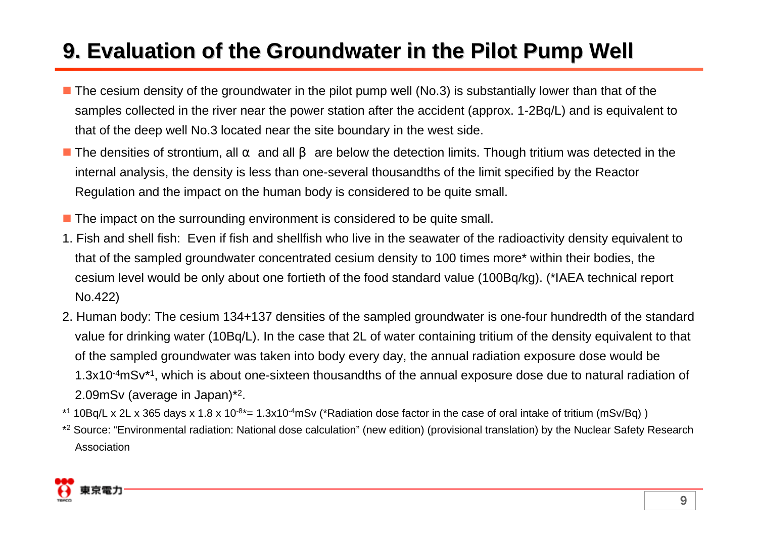# 9. Evaluation of the Groundwater in the Pilot Pump Well

- The cesium density of the groundwater in the pilot pump well (No.3) is substantially lower than that of the samples collected in the river near the power station after the accident (approx. 1-2Bq/L) and is equivalent to that of the deep well No.3 located near the site boundary in the west side.
- The densities of strontium, all α and all β are below the detection limits. Though tritium was detected in the internal analysis, the density is less than one-several thousandths of the limit specified by the Reactor Regulation and the impact on the human body is considered to be quite small.
- The impact on the surrounding environment is considered to be quite small.

1. Fish and shell fish: Even if fish and shellfish who live in the seawater of the radioactivity density equivalent to that of the sampled groundwater concentrated cesium density to 100 times more* within their bodies, the cesium level would be only about one fortieth of the food standard value (100Bq/kg). (*IAEA technical report No.422)
2. Human body: The cesium 134+137 densities of the sampled groundwater is one-four hundredth of the standard value for drinking water (10Bq/L). In the case that 2L of water containing tritium of the density equivalent to that of the sampled groundwater was taken into body every day, the annual radiation exposure dose would be $1.3 \times 10^{-4}$mSv*1, which is about one-sixteen thousandths of the annual exposure dose due to natural radiation of 2.09mSv (average in Japan)*2.

*1 10Bq/L x 2L x 365 days x $1.8 \times 10^{-8}$*= $1.3 \times 10^{-4}$mSv (*Radiation dose factor in the case of oral intake of tritium (mSv/Bq) )

*2 Source: "Environmental radiation: National dose calculation" (new edition) (provisional translation) by the Nuclear Safety Research Association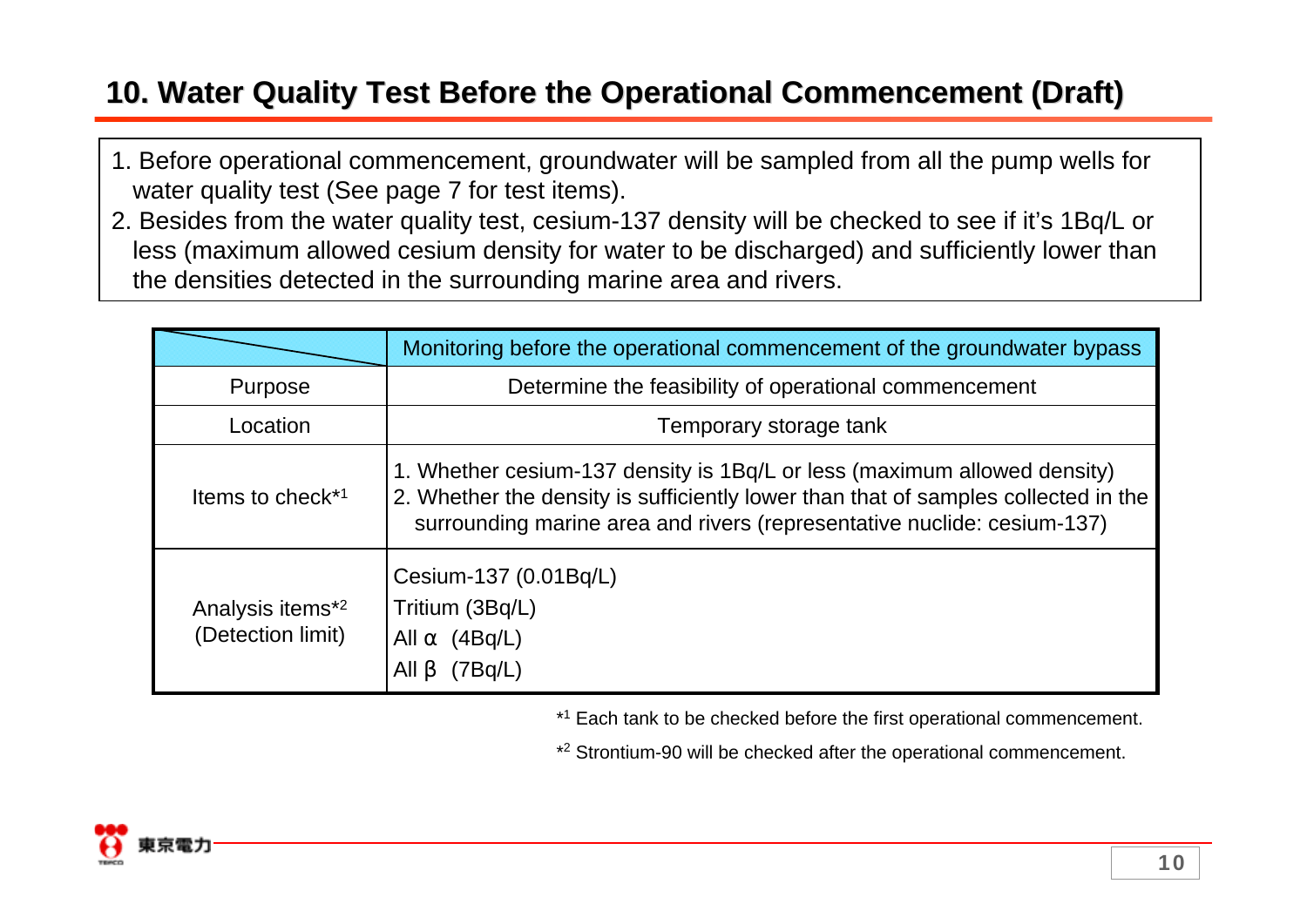## 10. Water Quality Test Before the Operational Commencement (Draft)

1. Before operational commencement, groundwater will be sampled from all the pump wells for water quality test (See page 7 for test items).
2. Besides from the water quality test, cesium-137 density will be checked to see if it's 1Bq/L or less (maximum allowed cesium density for water to be discharged) and sufficiently lower than the densities detected in the surrounding marine area and rivers.

| | Monitoring before the operational commencement of the groundwater bypass |
|---|---|
| Purpose | Determine the feasibility of operational commencement |
| Location | Temporary storage tank |
| Items to check*[1] | 1. Whether cesium-137 density is 1Bq/L or less (maximum allowed density)<br>2. Whether the density is sufficiently lower than that of samples collected in the surrounding marine area and rivers (representative nuclide: cesium-137) |
| Analysis items*[2] (Detection limit) | Cesium-137 (0.01Bq/L)<br>Tritium (3Bq/L)<br>All α (4Bq/L)<br>All β (7Bq/L) |

*[1] Each tank to be checked before the first operational commencement.

*[2] Strontium-90 will be checked after the operational commencement.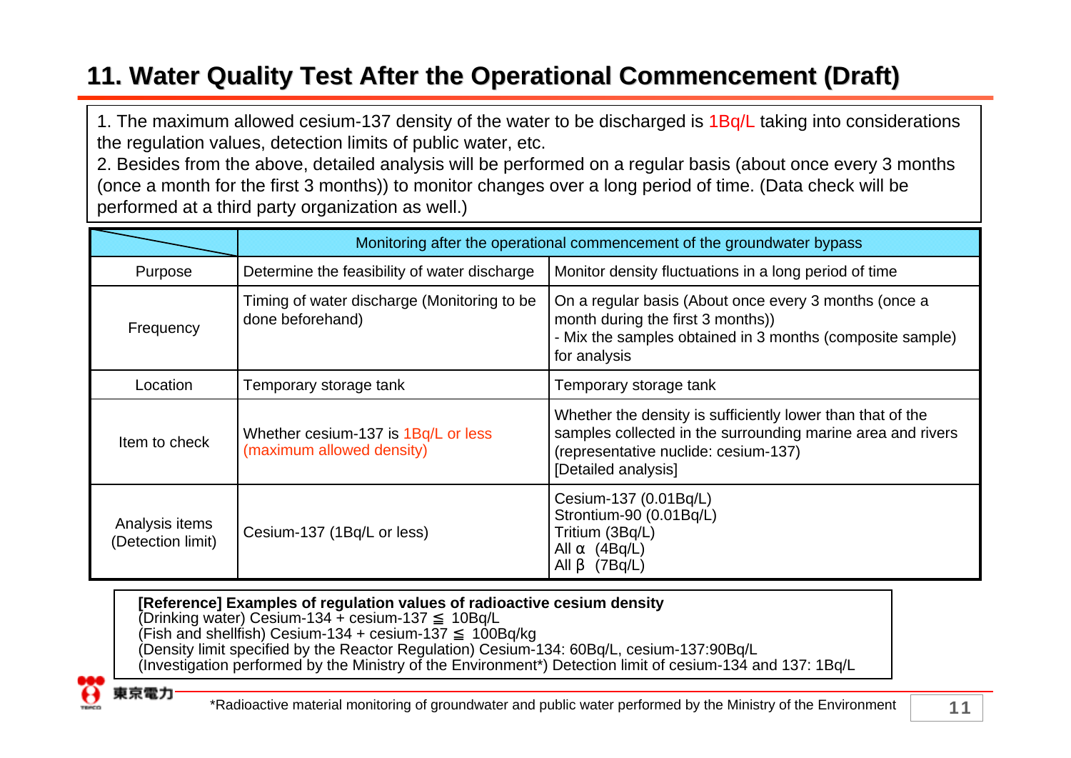# 11. Water Quality Test After the Operational Commencement (Draft)

1. The maximum allowed cesium-137 density of the water to be discharged is 1Bq/L taking into considerations the regulation values, detection limits of public water, etc.
2. Besides from the above, detailed analysis will be performed on a regular basis (about once every 3 months (once a month for the first 3 months)) to monitor changes over a long period of time. (Data check will be performed at a third party organization as well.)

| | Monitoring after the operational commencement of the groundwater bypass | |
|---|---|---|
| Purpose | Determine the feasibility of water discharge | Monitor density fluctuations in a long period of time |
| Frequency | Timing of water discharge (Monitoring to be done beforehand) | On a regular basis (About once every 3 months (once a month during the first 3 months))<br>- Mix the samples obtained in 3 months (composite sample) for analysis |
| Location | Temporary storage tank | Temporary storage tank |
| Item to check | Whether cesium-137 is 1Bq/L or less (maximum allowed density) | Whether the density is sufficiently lower than that of the samples collected in the surrounding marine area and rivers (representative nuclide: cesium-137)<br>[Detailed analysis] |
| Analysis items (Detection limit) | Cesium-137 (1Bq/L or less) | Cesium-137 (0.01Bq/L)<br>Strontium-90 (0.01Bq/L)<br>Tritium (3Bq/L)<br>All α (4Bq/L)<br>All β (7Bq/L) |

**[Reference] Examples of regulation values of radioactive cesium density**
(Drinking water) Cesium-134 + cesium-137 ≦ 10Bq/L
(Fish and shellfish) Cesium-134 + cesium-137 ≦ 100Bq/kg
(Density limit specified by the Reactor Regulation) Cesium-134: 60Bq/L, cesium-137:90Bq/L
(Investigation performed by the Ministry of the Environment*) Detection limit of cesium-134 and 137: 1Bq/L

*Radioactive material monitoring of groundwater and public water performed by the Ministry of the Environment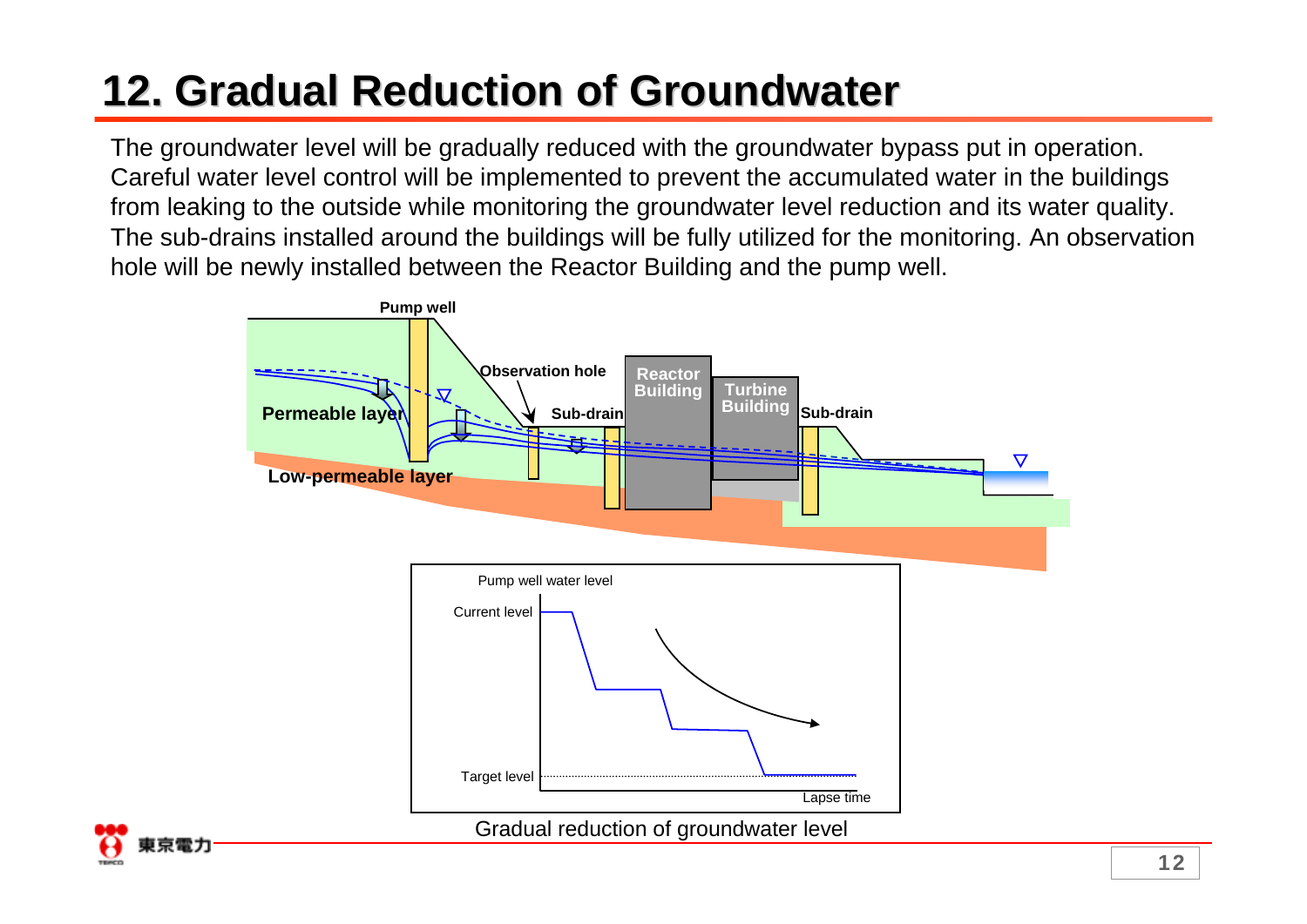# 12. Gradual Reduction of Groundwater

The groundwater level will be gradually reduced with the groundwater bypass put in operation. Careful water level control will be implemented to prevent the accumulated water in the buildings from leaking to the outside while monitoring the groundwater level reduction and its water quality. The sub-drains installed around the buildings will be fully utilized for the monitoring. An observation hole will be newly installed between the Reactor Building and the pump well.

Pump well

Observation hole

Reactor Building

Turbine Building

Sub-drain

Sub-drain

Permeable layer

Low-permeable layer

Pump well water level

Current level

Target level

Lapse time

Gradual reduction of groundwater level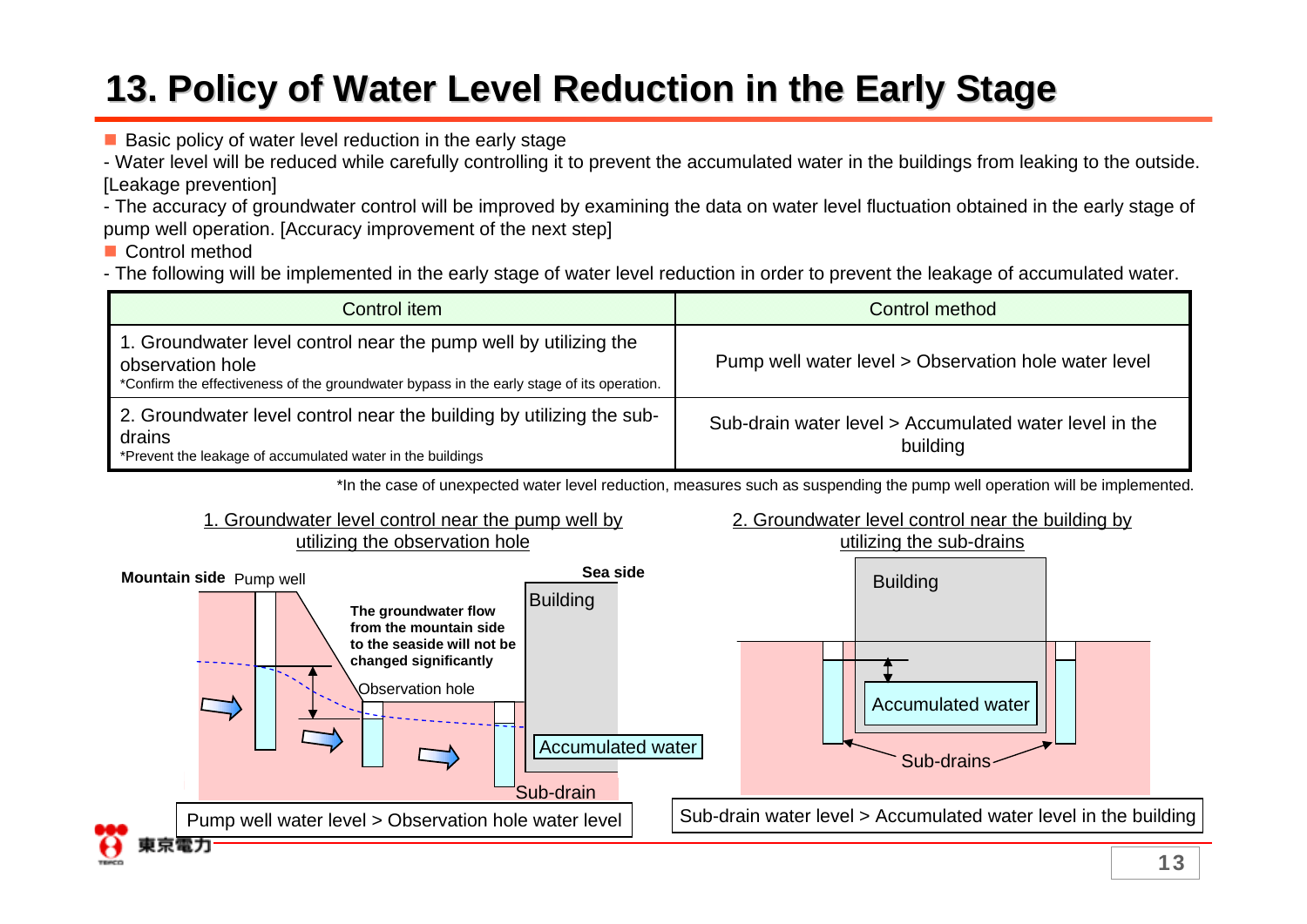# 13. Policy of Water Level Reduction in the Early Stage

- Basic policy of water level reduction in the early stage

- Water level will be reduced while carefully controlling it to prevent the accumulated water in the buildings from leaking to the outside. [Leakage prevention]

- The accuracy of groundwater control will be improved by examining the data on water level fluctuation obtained in the early stage of pump well operation. [Accuracy improvement of the next step]

- Control method

- The following will be implemented in the early stage of water level reduction in order to prevent the leakage of accumulated water.

| Control item | Control method |
|---|---|
| 1. Groundwater level control near the pump well by utilizing the observation hole<br>*Confirm the effectiveness of the groundwater bypass in the early stage of its operation. | Pump well water level > Observation hole water level |
| 2. Groundwater level control near the building by utilizing the sub-drains<br>*Prevent the leakage of accumulated water in the buildings | Sub-drain water level > Accumulated water level in the building |

*In the case of unexpected water level reduction, measures such as suspending the pump well operation will be implemented.

1. Groundwater level control near the pump well by utilizing the observation hole

Mountain side Pump well

Sea side

Building

The groundwater flow from the mountain side to the seaside will not be changed significantly

Observation hole

Accumulated water

Sub-drain

Pump well water level > Observation hole water level

2. Groundwater level control near the building by utilizing the sub-drains

Building

Accumulated water

Sub-drains

Sub-drain water level > Accumulated water level in the building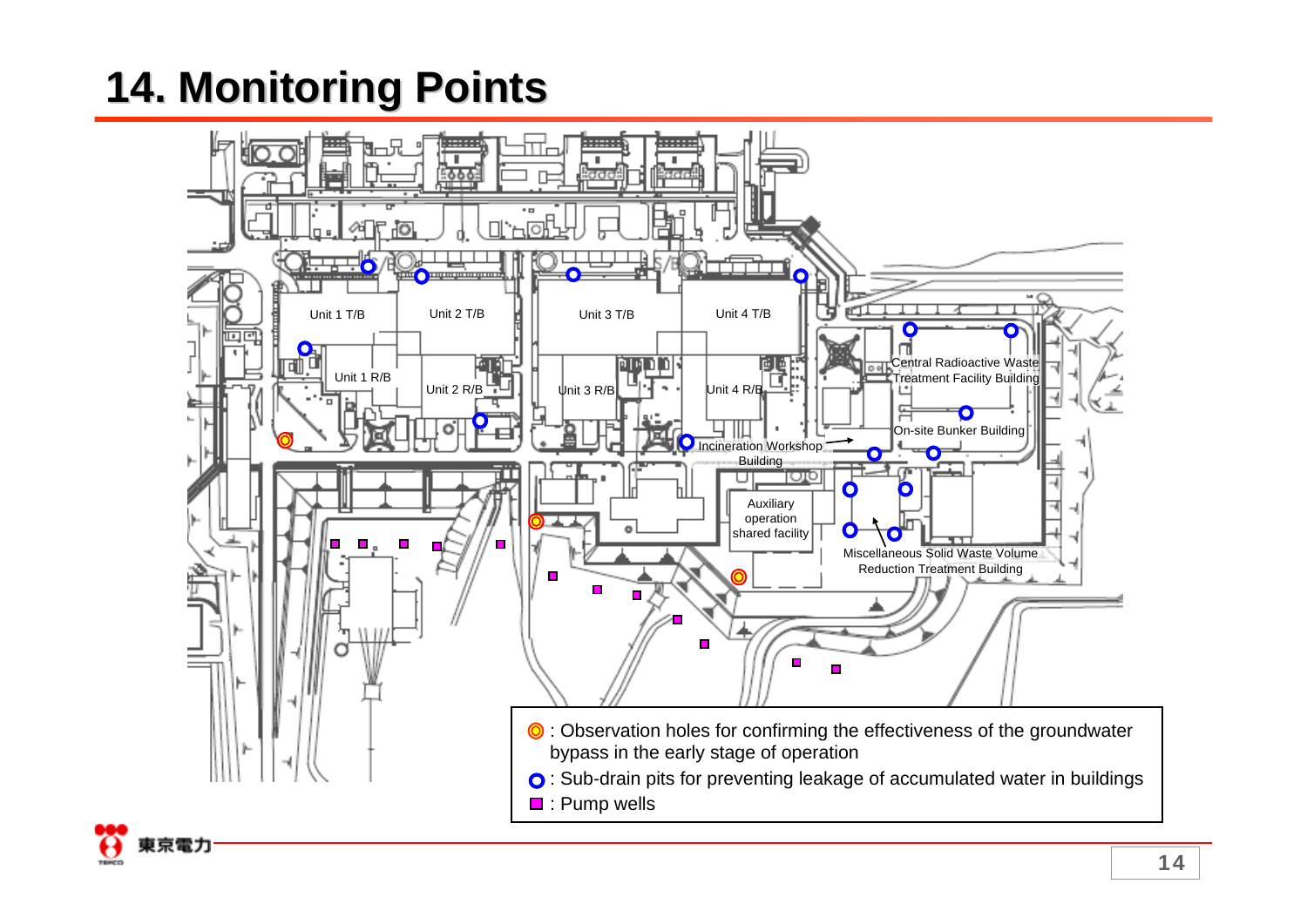# 14. Monitoring Points

Unit 1 T/B

Unit 2 T/B

Unit 3 T/B

Unit 4 T/B

Unit 1 R/B

Unit 2 R/B

Unit 3 R/B

Unit 4 R/B

Central Radioactive Waste Treatment Facility Building

On-site Bunker Building

Incineration Workshop Building

Auxiliary operation shared facility

Miscellaneous Solid Waste Volume Reduction Treatment Building

- ◎ : Observation holes for confirming the effectiveness of the groundwater bypass in the early stage of operation
- ○ : Sub-drain pits for preventing leakage of accumulated water in buildings
- ■ : Pump wells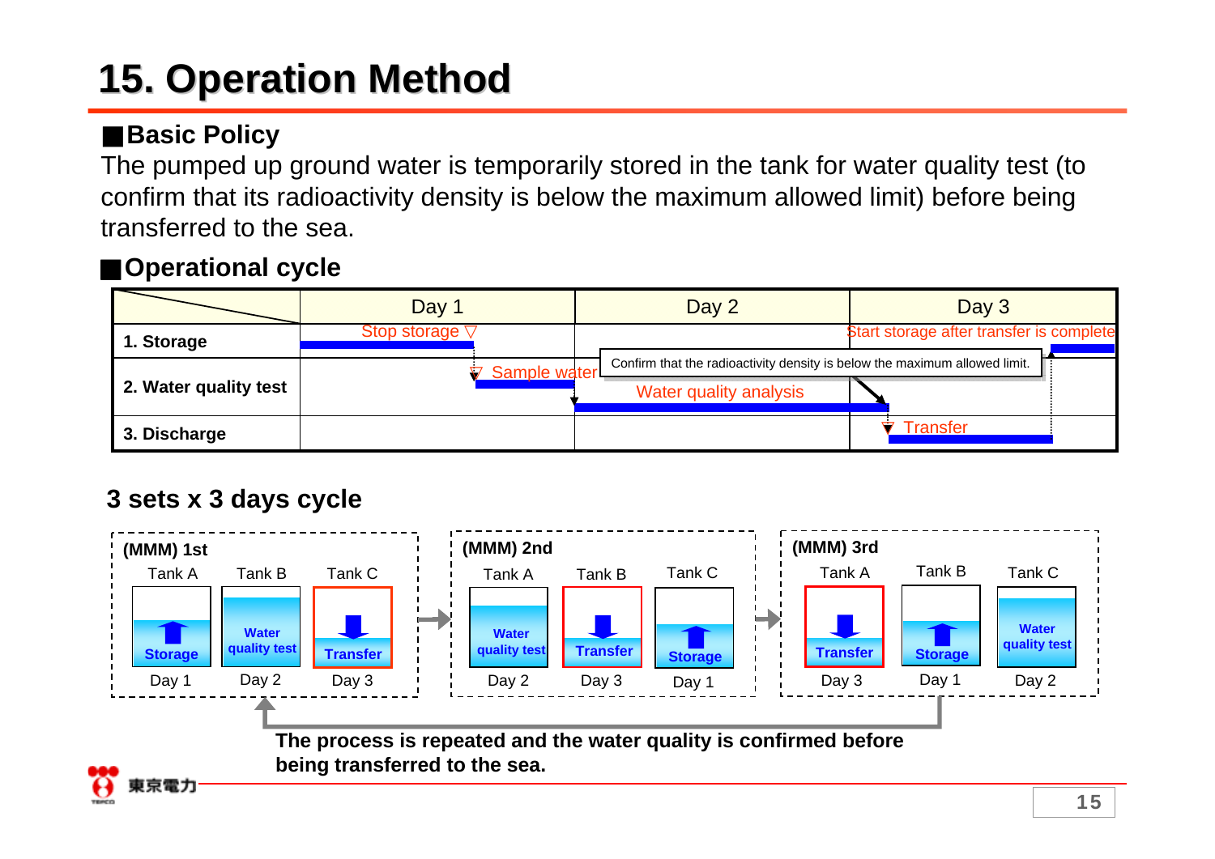# 15. Operation Method

## ■Basic Policy

The pumped up ground water is temporarily stored in the tank for water quality test (to confirm that its radioactivity density is below the maximum allowed limit) before being transferred to the sea.

## ■Operational cycle

| | Day 1 | Day 2 | Day 3 |
|---|---|---|---|
| 1. Storage | Stop storage ▽ | | Start storage after transfer is complete |
| 2. Water quality test | ▽ Sample water | Water quality analysis | |
| 3. Discharge | | | ▽ Transfer |

Confirm that the radioactivity density is below the maximum allowed limit.

## 3 sets x 3 days cycle

(MMM) 1st
Tank A — Storage — Day 1
Tank B — Water quality test — Day 2
Tank C — Transfer — Day 3

(MMM) 2nd
Tank A — Water quality test — Day 2
Tank B — Transfer — Day 3
Tank C — Storage — Day 1

(MMM) 3rd
Tank A — Transfer — Day 3
Tank B — Storage — Day 1
Tank C — Water quality test — Day 2

**The process is repeated and the water quality is confirmed before being transferred to the sea.**

東京電力